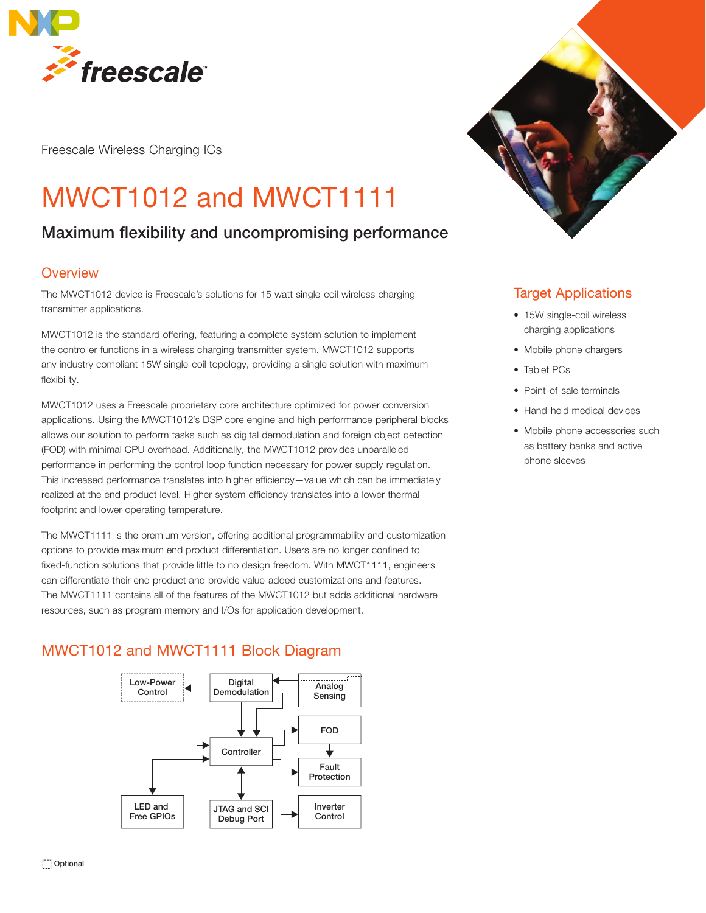Freescale Wireless Charging ICs

# MWCT1012 and MWCT1111

## Maximum flexibility and uncompromising performance

### Overview

The MWCT1012 device is Freescale's solutions for 15 watt single-coil wireless charging transmitter applications.

MWCT1012 is the standard offering, featuring a complete system solution to implement the controller functions in a wireless charging transmitter system. MWCT1012 supports any industry compliant 15W single-coil topology, providing a single solution with maximum flexibility.

MWCT1012 uses a Freescale proprietary core architecture optimized for power conversion applications. Using the MWCT1012's DSP core engine and high performance peripheral blocks allows our solution to perform tasks such as digital demodulation and foreign object detection (FOD) with minimal CPU overhead. Additionally, the MWCT1012 provides unparalleled performance in performing the control loop function necessary for power supply regulation. This increased performance translates into higher efficiency—value which can be immediately realized at the end product level. Higher system efficiency translates into a lower thermal footprint and lower operating temperature.

The MWCT1111 is the premium version, offering additional programmability and customization options to provide maximum end product differentiation. Users are no longer confined to fixed-function solutions that provide little to no design freedom. With MWCT1111, engineers can differentiate their end product and provide value-added customizations and features. The MWCT1111 contains all of the features of the MWCT1012 but adds additional hardware resources, such as program memory and I/Os for application development.

### MWCT1012 and MWCT1111 Block Diagram

Low-Power Control | Digital Demodulation | Analog Sensing | FOD | Controller | Fault Protection | LED and Free GPIOs | JTAG and SCI Debug Port | Inverter Control

Optional

### Target Applications

- 15W single-coil wireless charging applications
- Mobile phone chargers
- Tablet PCs
- Point-of-sale terminals
- Hand-held medical devices
- Mobile phone accessories such as battery banks and active phone sleeves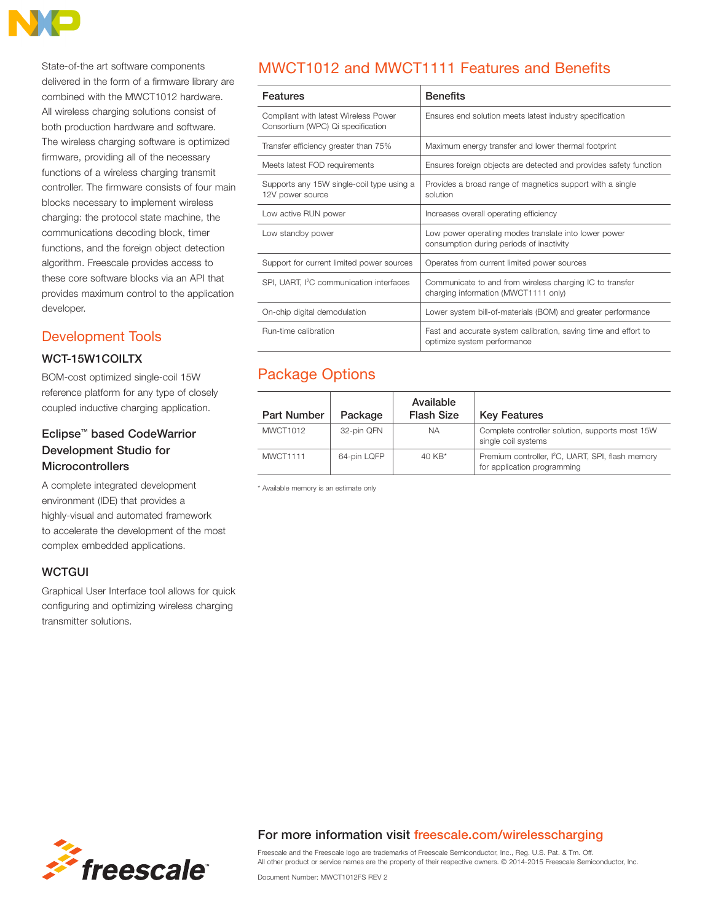State-of-the art software components delivered in the form of a firmware library are combined with the MWCT1012 hardware. All wireless charging solutions consist of both production hardware and software. The wireless charging software is optimized firmware, providing all of the necessary functions of a wireless charging transmit controller. The firmware consists of four main blocks necessary to implement wireless charging: the protocol state machine, the communications decoding block, timer functions, and the foreign object detection algorithm. Freescale provides access to these core software blocks via an API that provides maximum control to the application developer.

## Development Tools

### WCT-15W1COILTX

BOM-cost optimized single-coil 15W reference platform for any type of closely coupled inductive charging application.

### Eclipse™ based CodeWarrior Development Studio for Microcontrollers

A complete integrated development environment (IDE) that provides a highly-visual and automated framework to accelerate the development of the most complex embedded applications.

### WCTGUI

Graphical User Interface tool allows for quick configuring and optimizing wireless charging transmitter solutions.

## MWCT1012 and MWCT1111 Features and Benefits

| Features | Benefits |
|---|---|
| Compliant with latest Wireless Power Consortium (WPC) Qi specification | Ensures end solution meets latest industry specification |
| Transfer efficiency greater than 75% | Maximum energy transfer and lower thermal footprint |
| Meets latest FOD requirements | Ensures foreign objects are detected and provides safety function |
| Supports any 15W single-coil type using a 12V power source | Provides a broad range of magnetics support with a single solution |
| Low active RUN power | Increases overall operating efficiency |
| Low standby power | Low power operating modes translate into lower power consumption during periods of inactivity |
| Support for current limited power sources | Operates from current limited power sources |
| SPI, UART, I²C communication interfaces | Communicate to and from wireless charging IC to transfer charging information (MWCT1111 only) |
| On-chip digital demodulation | Lower system bill-of-materials (BOM) and greater performance |
| Run-time calibration | Fast and accurate system calibration, saving time and effort to optimize system performance |

## Package Options

| Part Number | Package | Available Flash Size | Key Features |
|---|---|---|---|
| MWCT1012 | 32-pin QFN | NA | Complete controller solution, supports most 15W single coil systems |
| MWCT1111 | 64-pin LQFP | 40 KB* | Premium controller, I²C, UART, SPI, flash memory for application programming |

* Available memory is an estimate only

**For more information visit freescale.com/wirelesscharging**

Freescale and the Freescale logo are trademarks of Freescale Semiconductor, Inc., Reg. U.S. Pat. & Tm. Off. All other product or service names are the property of their respective owners. © 2014-2015 Freescale Semiconductor, Inc.

Document Number: MWCT1012FS REV 2